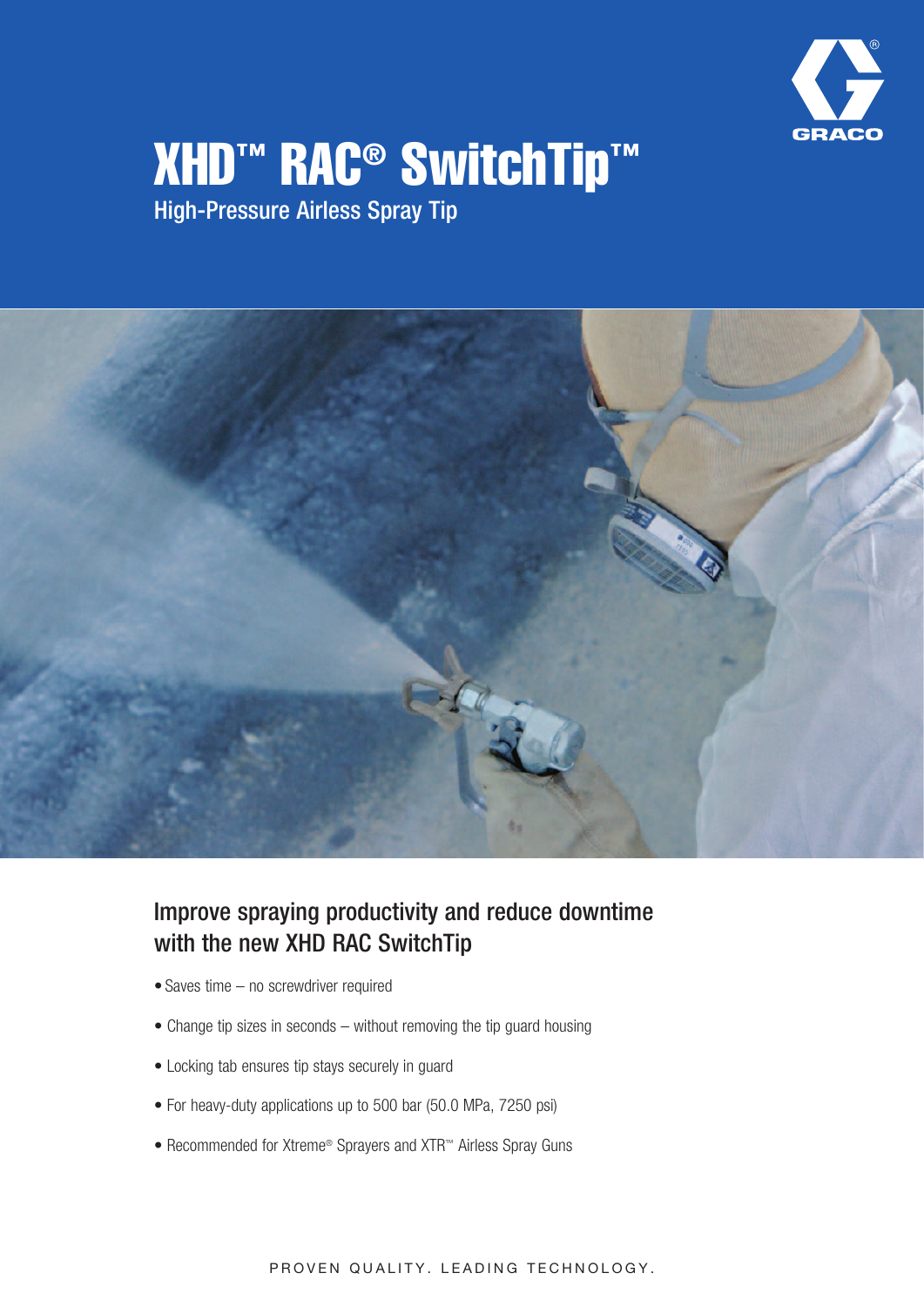# XHD™ RAC® SwitchTip™

High-Pressure Airless Spray Tip

## Improve spraying productivity and reduce downtime with the new XHD RAC SwitchTip

- Saves time – no screwdriver required
- Change tip sizes in seconds – without removing the tip guard housing
- Locking tab ensures tip stays securely in guard
- For heavy-duty applications up to 500 bar (50.0 MPa, 7250 psi)
- Recommended for Xtreme® Sprayers and XTR™ Airless Spray Guns

PROVEN QUALITY. LEADING TECHNOLOGY.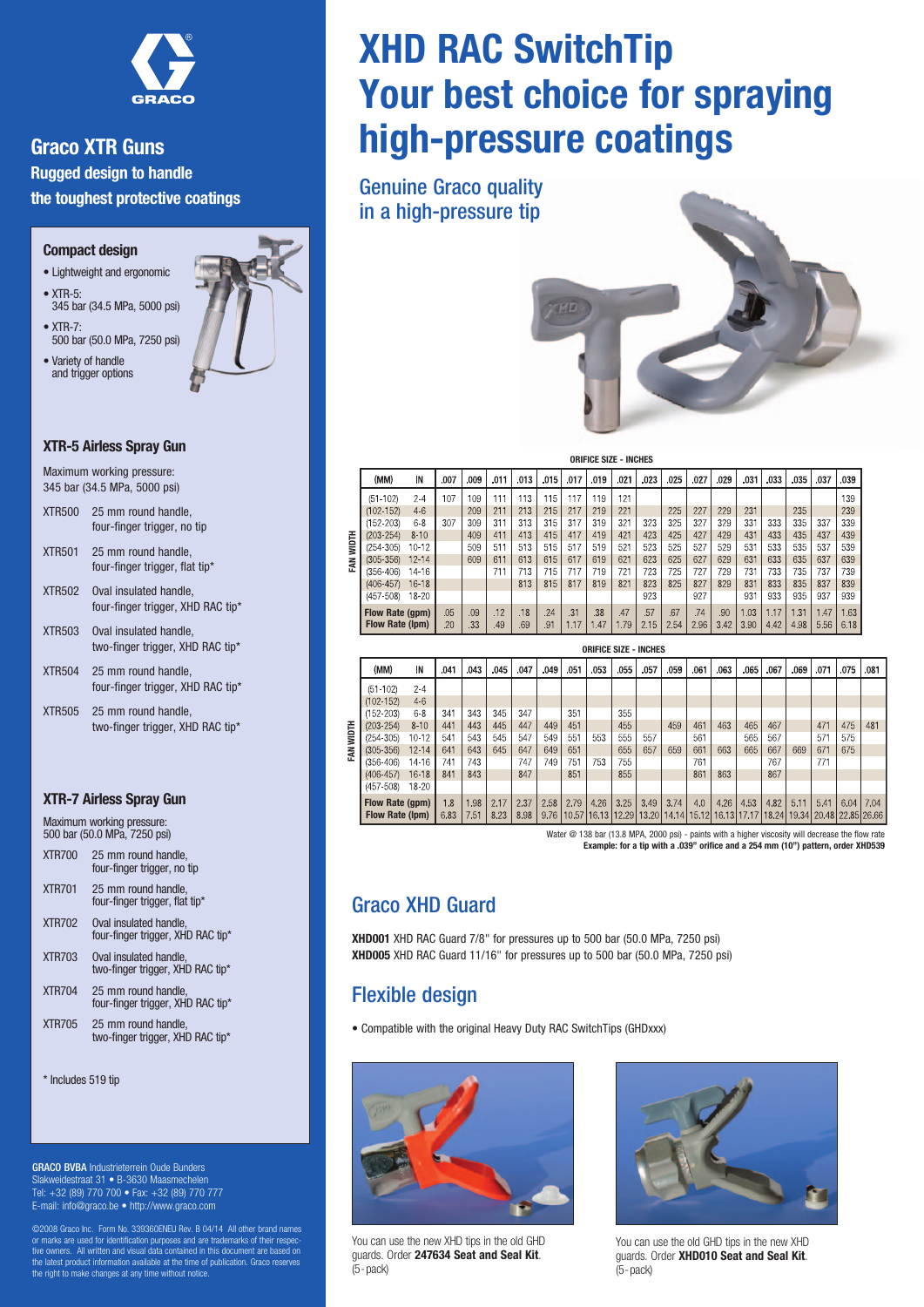## Graco XTR Guns

**Rugged design to handle the toughest protective coatings**

### Compact design

- Lightweight and ergonomic
- XTR-5: 345 bar (34.5 MPa, 5000 psi)
- XTR-7: 500 bar (50.0 MPa, 7250 psi)
- Variety of handle and trigger options

### XTR-5 Airless Spray Gun

Maximum working pressure: 345 bar (34.5 MPa, 5000 psi)

| | |
|---|---|
| XTR500 | 25 mm round handle, four-finger trigger, no tip |
| XTR501 | 25 mm round handle, four-finger trigger, flat tip* |
| XTR502 | Oval insulated handle, four-finger trigger, XHD RAC tip* |
| XTR503 | Oval insulated handle, two-finger trigger, XHD RAC tip* |
| XTR504 | 25 mm round handle, four-finger trigger, XHD RAC tip* |
| XTR505 | 25 mm round handle, two-finger trigger, XHD RAC tip* |

### XTR-7 Airless Spray Gun

Maximum working pressure: 500 bar (50.0 MPa, 7250 psi)

| | |
|---|---|
| XTR700 | 25 mm round handle, four-finger trigger, no tip |
| XTR701 | 25 mm round handle, four-finger trigger, flat tip* |
| XTR702 | Oval insulated handle, four-finger trigger, XHD RAC tip* |
| XTR703 | Oval insulated handle, two-finger trigger, XHD RAC tip* |
| XTR704 | 25 mm round handle, four-finger trigger, XHD RAC tip* |
| XTR705 | 25 mm round handle, two-finger trigger, XHD RAC tip* |

\* Includes 519 tip

**GRACO BVBA** Industrieterrein Oude Bunders
Slakweidestraat 31 • B-3630 Maasmechelen
Tel: +32 (89) 770 700 • Fax: +32 (89) 770 777
E-mail: info@graco.be • http://www.graco.com

©2008 Graco Inc. Form No. 339360ENEU Rev. B 04/14 All other brand names or marks are used for identification purposes and are trademarks of their respective owners. All written and visual data contained in this document are based on the latest product information available at the time of publication. Graco reserves the right to make changes at any time without notice.

# XHD RAC SwitchTip
# Your best choice for spraying high-pressure coatings

## Genuine Graco quality in a high-pressure tip

**ORIFICE SIZE - INCHES**

| FAN WIDTH (MM) | IN | .007 | .009 | .011 | .013 | .015 | .017 | .019 | .021 | .023 | .025 | .027 | .029 | .031 | .033 | .035 | .037 | .039 |
|---|---|---|---|---|---|---|---|---|---|---|---|---|---|---|---|---|---|---|
| (51-102) | 2-4 | 107 | 109 | 111 | 113 | 115 | 117 | 119 | 121 | | | | | | | | | 139 |
| (102-152) | 4-6 | | 209 | 211 | 213 | 215 | 217 | 219 | 221 | | 225 | 227 | 229 | 231 | | 235 | | 239 |
| (152-203) | 6-8 | 307 | 309 | 311 | 313 | 315 | 317 | 319 | 321 | 323 | 325 | 327 | 329 | 331 | 333 | 335 | 337 | 339 |
| (203-254) | 8-10 | | 409 | 411 | 413 | 415 | 417 | 419 | 421 | 423 | 425 | 427 | 429 | 431 | 433 | 435 | 437 | 439 |
| (254-305) | 10-12 | | 509 | 511 | 513 | 515 | 517 | 519 | 521 | 523 | 525 | 527 | 529 | 531 | 533 | 535 | 537 | 539 |
| (305-356) | 12-14 | | 609 | 611 | 613 | 615 | 617 | 619 | 621 | 623 | 625 | 627 | 629 | 631 | 633 | 635 | 637 | 639 |
| (356-406) | 14-16 | | | 711 | 713 | 715 | 717 | 719 | 721 | 723 | 725 | 727 | 729 | 731 | 733 | 735 | 737 | 739 |
| (406-457) | 16-18 | | | | 813 | 815 | 817 | 819 | 821 | 823 | 825 | 827 | 829 | 831 | 833 | 835 | 837 | 839 |
| (457-508) | 18-20 | | | | | | | | | 923 | | 927 | | 931 | 933 | 935 | 937 | 939 |
| **Flow Rate (gpm)** | | .05 | .09 | .12 | .18 | .24 | .31 | .38 | .47 | .57 | .67 | .74 | .90 | 1.03 | 1.17 | 1.31 | 1.47 | 1.63 |
| **Flow Rate (lpm)** | | .20 | .33 | .49 | .69 | .91 | 1.17 | 1.47 | 1.79 | 2.15 | 2.54 | 2.96 | 3.42 | 3.90 | 4.42 | 4.98 | 5.56 | 6.18 |

**ORIFICE SIZE - INCHES**

| FAN WIDTH (MM) | IN | .041 | .043 | .045 | .047 | .049 | .051 | .053 | .055 | .057 | .059 | .061 | .063 | .065 | .067 | .069 | .071 | .075 | .081 |
|---|---|---|---|---|---|---|---|---|---|---|---|---|---|---|---|---|---|---|---|
| (51-102) | 2-4 | | | | | | | | | | | | | | | | | | |
| (102-152) | 4-6 | | | | | | | | | | | | | | | | | | |
| (152-203) | 6-8 | 341 | 343 | 345 | 347 | | 351 | | 355 | | | | | | | | | | |
| (203-254) | 8-10 | 441 | 443 | 445 | 447 | 449 | 451 | | 455 | | 459 | 461 | 463 | 465 | 467 | | 471 | 475 | 481 |
| (254-305) | 10-12 | 541 | 543 | 545 | 547 | 549 | 551 | 553 | 555 | 557 | | 561 | | 565 | 567 | | 571 | 575 | |
| (305-356) | 12-14 | 641 | 643 | 645 | 647 | 649 | 651 | | 655 | 657 | 659 | 661 | 663 | 665 | 667 | 669 | 671 | 675 | |
| (356-406) | 14-16 | 741 | 743 | | 747 | 749 | 751 | 753 | 755 | | | 761 | | | 767 | | 771 | | |
| (406-457) | 16-18 | 841 | 843 | | 847 | | 851 | | 855 | | | 861 | 863 | | 867 | | | | |
| (457-508) | 18-20 | | | | | | | | | | | | | | | | | | |
| **Flow Rate (gpm)** | | 1.8 | 1.98 | 2.17 | 2.37 | 2.58 | 2.79 | 4.26 | 3.25 | 3.49 | 3.74 | 4.0 | 4.26 | 4.53 | 4.82 | 5.11 | 5.41 | 6.04 | 7.04 |
| **Flow Rate (lpm)** | | 6.83 | 7.51 | 8.23 | 8.98 | 9.76 | 10.57 | 16.13 | 12.29 | 13.20 | 14.14 | 15.12 | 16.13 | 17.17 | 18.24 | 19.34 | 20.48 | 22.85 | 26.66 |

Water @ 138 bar (13.8 MPA, 2000 psi) - paints with a higher viscosity will decrease the flow rate
**Example: for a tip with a .039" orifice and a 254 mm (10") pattern, order XHD539**

## Graco XHD Guard

**XHD001** XHD RAC Guard 7/8" for pressures up to 500 bar (50.0 MPa, 7250 psi)
**XHD005** XHD RAC Guard 11/16" for pressures up to 500 bar (50.0 MPa, 7250 psi)

## Flexible design

- Compatible with the original Heavy Duty RAC SwitchTips (GHDxxx)

You can use the new XHD tips in the old GHD guards. Order **247634 Seat and Seal Kit**. (5-pack)

You can use the old GHD tips in the new XHD guards. Order **XHD010 Seat and Seal Kit**. (5-pack)